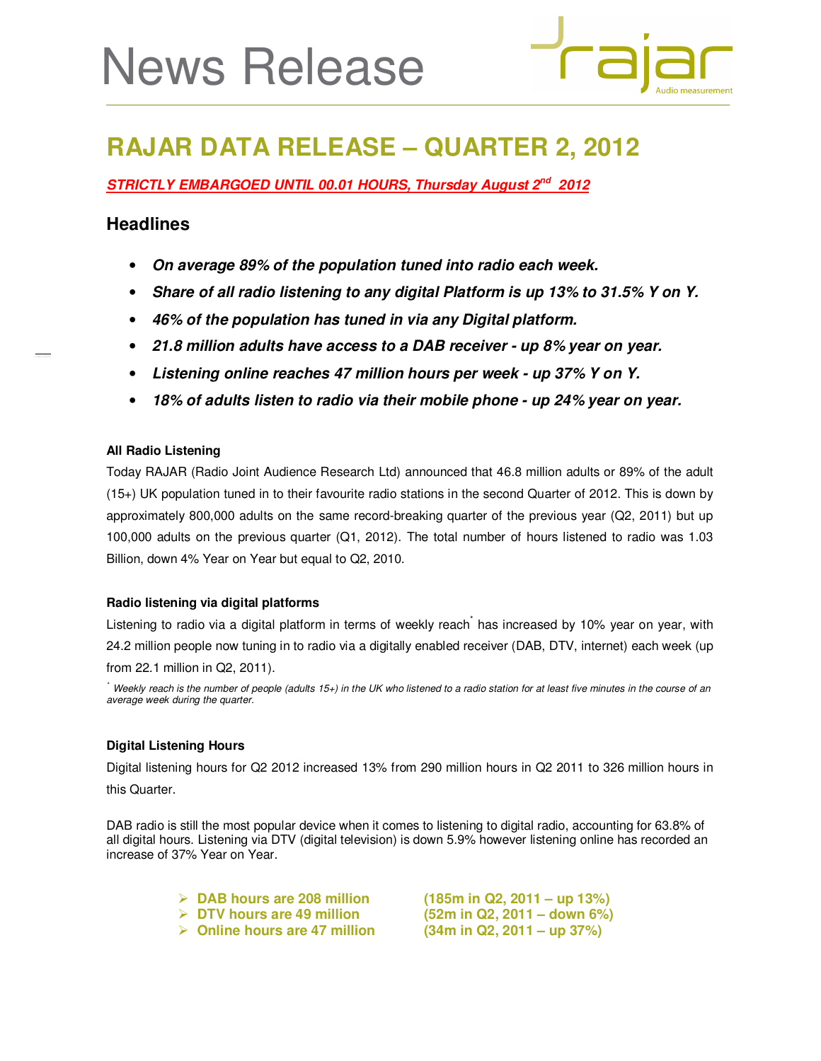# News Release

# RAJAR DATA RELEASE – QUARTER 2, 2012

***STRICTLY EMBARGOED UNTIL 00.01 HOURS, Thursday August 2nd 2012***

## Headlines

- ***On average 89% of the population tuned into radio each week.***
- ***Share of all radio listening to any digital Platform is up 13% to 31.5% Y on Y.***
- ***46% of the population has tuned in via any Digital platform.***
- ***21.8 million adults have access to a DAB receiver - up 8% year on year.***
- ***Listening online reaches 47 million hours per week - up 37% Y on Y.***
- ***18% of adults listen to radio via their mobile phone - up 24% year on year.***

### All Radio Listening

Today RAJAR (Radio Joint Audience Research Ltd) announced that 46.8 million adults or 89% of the adult (15+) UK population tuned in to their favourite radio stations in the second Quarter of 2012. This is down by approximately 800,000 adults on the same record-breaking quarter of the previous year (Q2, 2011) but up 100,000 adults on the previous quarter (Q1, 2012). The total number of hours listened to radio was 1.03 Billion, down 4% Year on Year but equal to Q2, 2010.

### Radio listening via digital platforms

Listening to radio via a digital platform in terms of weekly reach* has increased by 10% year on year, with 24.2 million people now tuning in to radio via a digitally enabled receiver (DAB, DTV, internet) each week (up from 22.1 million in Q2, 2011).

*\* Weekly reach is the number of people (adults 15+) in the UK who listened to a radio station for at least five minutes in the course of an average week during the quarter.*

### Digital Listening Hours

Digital listening hours for Q2 2012 increased 13% from 290 million hours in Q2 2011 to 326 million hours in this Quarter.

DAB radio is still the most popular device when it comes to listening to digital radio, accounting for 63.8% of all digital hours. Listening via DTV (digital television) is down 5.9% however listening online has recorded an increase of 37% Year on Year.

- **DAB hours are 208 million** **(185m in Q2, 2011 – up 13%)**
- **DTV hours are 49 million** **(52m in Q2, 2011 – down 6%)**
- **Online hours are 47 million** **(34m in Q2, 2011 – up 37%)**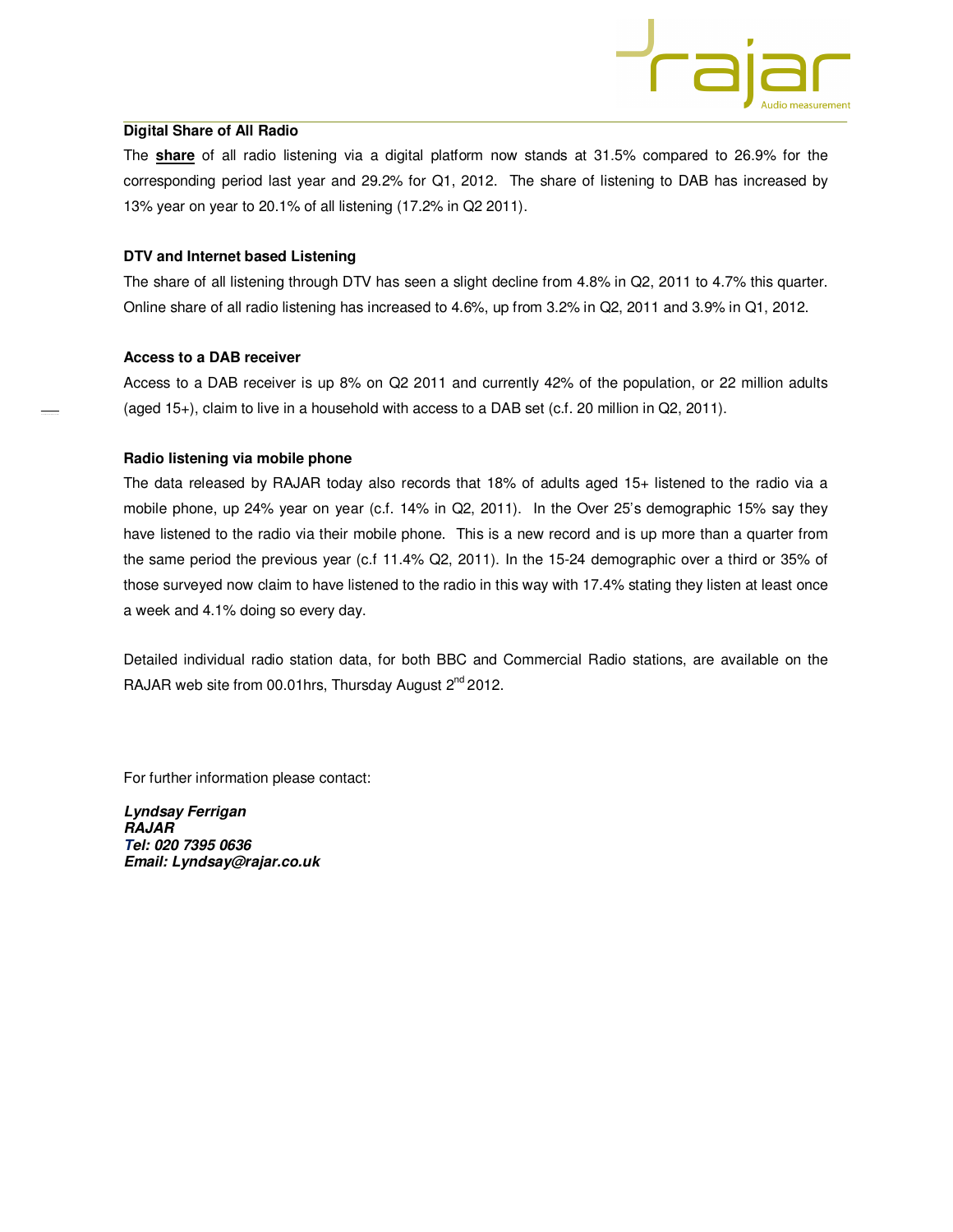**Digital Share of All Radio**

The **share** of all radio listening via a digital platform now stands at 31.5% compared to 26.9% for the corresponding period last year and 29.2% for Q1, 2012. The share of listening to DAB has increased by 13% year on year to 20.1% of all listening (17.2% in Q2 2011).

**DTV and Internet based Listening**

The share of all listening through DTV has seen a slight decline from 4.8% in Q2, 2011 to 4.7% this quarter. Online share of all radio listening has increased to 4.6%, up from 3.2% in Q2, 2011 and 3.9% in Q1, 2012.

**Access to a DAB receiver**

Access to a DAB receiver is up 8% on Q2 2011 and currently 42% of the population, or 22 million adults (aged 15+), claim to live in a household with access to a DAB set (c.f. 20 million in Q2, 2011).

**Radio listening via mobile phone**

The data released by RAJAR today also records that 18% of adults aged 15+ listened to the radio via a mobile phone, up 24% year on year (c.f. 14% in Q2, 2011). In the Over 25's demographic 15% say they have listened to the radio via their mobile phone. This is a new record and is up more than a quarter from the same period the previous year (c.f 11.4% Q2, 2011). In the 15-24 demographic over a third or 35% of those surveyed now claim to have listened to the radio in this way with 17.4% stating they listen at least once a week and 4.1% doing so every day.

Detailed individual radio station data, for both BBC and Commercial Radio stations, are available on the RAJAR web site from 00.01hrs, Thursday August 2nd 2012.

For further information please contact:

***Lyndsay Ferrigan***
***RAJAR***
***Tel: 020 7395 0636***
***Email: Lyndsay@rajar.co.uk***